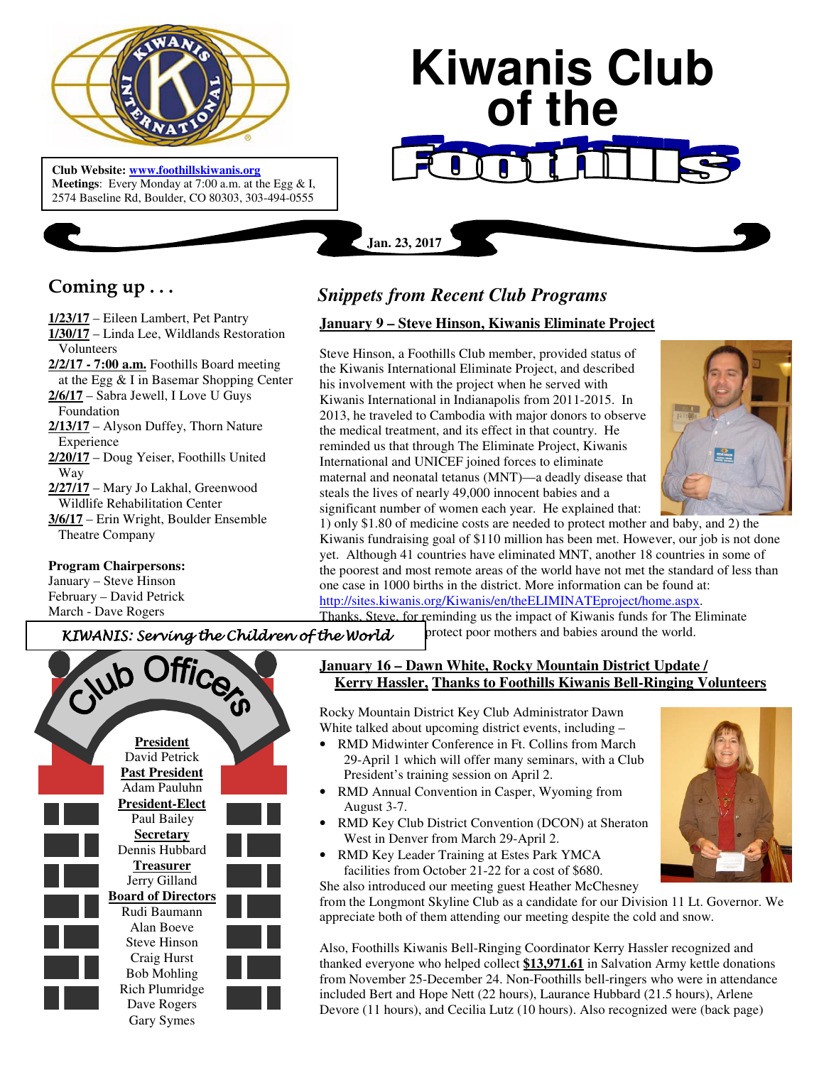# Kiwanis Club of the Foothills

**Club Website:** [www.foothillskiwanis.org](http://www.foothillskiwanis.org)
**Meetings**: Every Monday at 7:00 a.m. at the Egg & I, 2574 Baseline Rd, Boulder, CO 80303, 303-494-0555

**Jan. 23, 2017**

## Coming up . . .

**1/23/17** – Eileen Lambert, Pet Pantry
**1/30/17** – Linda Lee, Wildlands Restoration Volunteers
**2/2/17 - 7:00 a.m.** Foothills Board meeting at the Egg & I in Basemar Shopping Center
**2/6/17** – Sabra Jewell, I Love U Guys Foundation
**2/13/17** – Alyson Duffey, Thorn Nature Experience
**2/20/17** – Doug Yeiser, Foothills United Way
**2/27/17** – Mary Jo Lakhal, Greenwood Wildlife Rehabilitation Center
**3/6/17** – Erin Wright, Boulder Ensemble Theatre Company

**Program Chairpersons:**
January – Steve Hinson
February – David Petrick
March - Dave Rogers

*KIWANIS: Serving the Children of the World*

## Club Officers

**President**
David Petrick

**Past President**
Adam Pauluhn

**President-Elect**
Paul Bailey

**Secretary**
Dennis Hubbard

**Treasurer**
Jerry Gilland

**Board of Directors**
Rudi Baumann
Alan Boeve
Steve Hinson
Craig Hurst
Bob Mohling
Rich Plumridge
Dave Rogers
Gary Symes

## *Snippets from Recent Club Programs*

### January 9 – Steve Hinson, Kiwanis Eliminate Project

Steve Hinson, a Foothills Club member, provided status of the Kiwanis International Eliminate Project, and described his involvement with the project when he served with Kiwanis International in Indianapolis from 2011-2015. In 2013, he traveled to Cambodia with major donors to observe the medical treatment, and its effect in that country. He reminded us that through The Eliminate Project, Kiwanis International and UNICEF joined forces to eliminate maternal and neonatal tetanus (MNT)—a deadly disease that steals the lives of nearly 49,000 innocent babies and a significant number of women each year. He explained that: 1) only $1.80 of medicine costs are needed to protect mother and baby, and 2) the Kiwanis fundraising goal of $110 million has been met. However, our job is not done yet. Although 41 countries have eliminated MNT, another 18 countries in some of the poorest and most remote areas of the world have not met the standard of less than one case in 1000 births in the district. More information can be found at: [http://sites.kiwanis.org/Kiwanis/en/theELIMINATEproject/home.aspx](http://sites.kiwanis.org/Kiwanis/en/theELIMINATEproject/home.aspx). Thanks, Steve, for reminding us the impact of Kiwanis funds for The Eliminate protect poor mothers and babies around the world.

### January 16 – Dawn White, Rocky Mountain District Update / Kerry Hassler, Thanks to Foothills Kiwanis Bell-Ringing Volunteers

Rocky Mountain District Key Club Administrator Dawn White talked about upcoming district events, including –

- RMD Midwinter Conference in Ft. Collins from March 29-April 1 which will offer many seminars, with a Club President's training session on April 2.
- RMD Annual Convention in Casper, Wyoming from August 3-7.
- RMD Key Club District Convention (DCON) at Sheraton West in Denver from March 29-April 2.
- RMD Key Leader Training at Estes Park YMCA facilities from October 21-22 for a cost of $680.

She also introduced our meeting guest Heather McChesney from the Longmont Skyline Club as a candidate for our Division 11 Lt. Governor. We appreciate both of them attending our meeting despite the cold and snow.

Also, Foothills Kiwanis Bell-Ringing Coordinator Kerry Hassler recognized and thanked everyone who helped collect **$13,971.61** in Salvation Army kettle donations from November 25-December 24. Non-Foothills bell-ringers who were in attendance included Bert and Hope Nett (22 hours), Laurance Hubbard (21.5 hours), Arlene Devore (11 hours), and Cecilia Lutz (10 hours). Also recognized were (back page)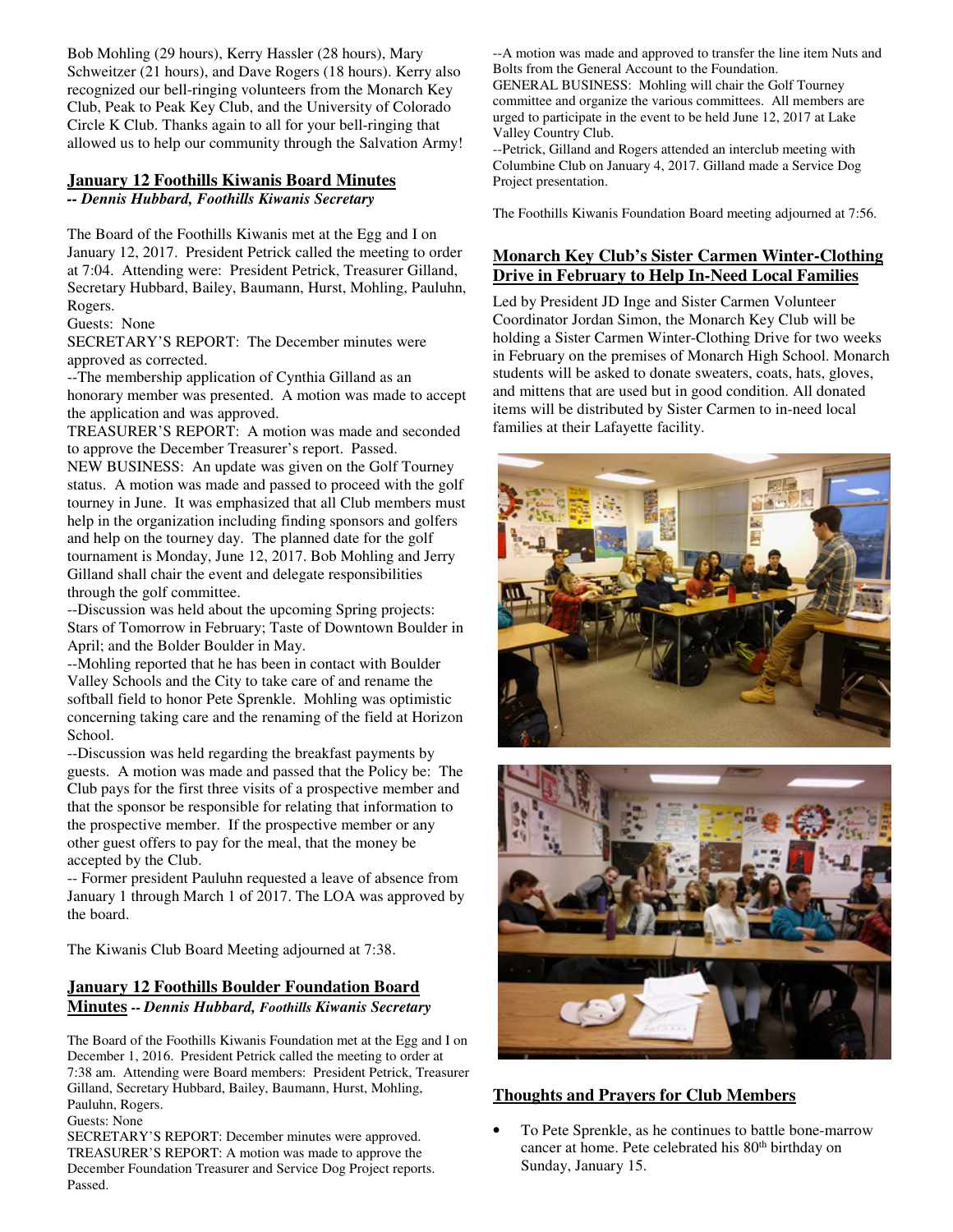Bob Mohling (29 hours), Kerry Hassler (28 hours), Mary Schweitzer (21 hours), and Dave Rogers (18 hours). Kerry also recognized our bell-ringing volunteers from the Monarch Key Club, Peak to Peak Key Club, and the University of Colorado Circle K Club. Thanks again to all for your bell-ringing that allowed us to help our community through the Salvation Army!

## January 12 Foothills Kiwanis Board Minutes

***-- Dennis Hubbard, Foothills Kiwanis Secretary***

The Board of the Foothills Kiwanis met at the Egg and I on January 12, 2017. President Petrick called the meeting to order at 7:04. Attending were: President Petrick, Treasurer Gilland, Secretary Hubbard, Bailey, Baumann, Hurst, Mohling, Pauluhn, Rogers.

Guests: None

SECRETARY'S REPORT: The December minutes were approved as corrected.

--The membership application of Cynthia Gilland as an honorary member was presented. A motion was made to accept the application and was approved.

TREASURER'S REPORT: A motion was made and seconded to approve the December Treasurer's report. Passed.

NEW BUSINESS: An update was given on the Golf Tourney status. A motion was made and passed to proceed with the golf tourney in June. It was emphasized that all Club members must help in the organization including finding sponsors and golfers and help on the tourney day. The planned date for the golf tournament is Monday, June 12, 2017. Bob Mohling and Jerry Gilland shall chair the event and delegate responsibilities through the golf committee.

--Discussion was held about the upcoming Spring projects: Stars of Tomorrow in February; Taste of Downtown Boulder in April; and the Bolder Boulder in May.

--Mohling reported that he has been in contact with Boulder Valley Schools and the City to take care of and rename the softball field to honor Pete Sprenkle. Mohling was optimistic concerning taking care and the renaming of the field at Horizon School.

--Discussion was held regarding the breakfast payments by guests. A motion was made and passed that the Policy be: The Club pays for the first three visits of a prospective member and that the sponsor be responsible for relating that information to the prospective member. If the prospective member or any other guest offers to pay for the meal, that the money be accepted by the Club.

-- Former president Pauluhn requested a leave of absence from January 1 through March 1 of 2017. The LOA was approved by the board.

The Kiwanis Club Board Meeting adjourned at 7:38.

## January 12 Foothills Boulder Foundation Board Minutes

***-- Dennis Hubbard, Foothills Kiwanis Secretary***

The Board of the Foothills Kiwanis Foundation met at the Egg and I on December 1, 2016. President Petrick called the meeting to order at 7:38 am. Attending were Board members: President Petrick, Treasurer Gilland, Secretary Hubbard, Bailey, Baumann, Hurst, Mohling, Pauluhn, Rogers.

Guests: None

SECRETARY'S REPORT: December minutes were approved.

TREASURER'S REPORT: A motion was made to approve the December Foundation Treasurer and Service Dog Project reports. Passed.

--A motion was made and approved to transfer the line item Nuts and Bolts from the General Account to the Foundation.

GENERAL BUSINESS: Mohling will chair the Golf Tourney committee and organize the various committees. All members are urged to participate in the event to be held June 12, 2017 at Lake Valley Country Club.

--Petrick, Gilland and Rogers attended an interclub meeting with Columbine Club on January 4, 2017. Gilland made a Service Dog Project presentation.

The Foothills Kiwanis Foundation Board meeting adjourned at 7:56.

## Monarch Key Club's Sister Carmen Winter-Clothing Drive in February to Help In-Need Local Families

Led by President JD Inge and Sister Carmen Volunteer Coordinator Jordan Simon, the Monarch Key Club will be holding a Sister Carmen Winter-Clothing Drive for two weeks in February on the premises of Monarch High School. Monarch students will be asked to donate sweaters, coats, hats, gloves, and mittens that are used but in good condition. All donated items will be distributed by Sister Carmen to in-need local families at their Lafayette facility.

## Thoughts and Prayers for Club Members

- To Pete Sprenkle, as he continues to battle bone-marrow cancer at home. Pete celebrated his 80th birthday on Sunday, January 15.